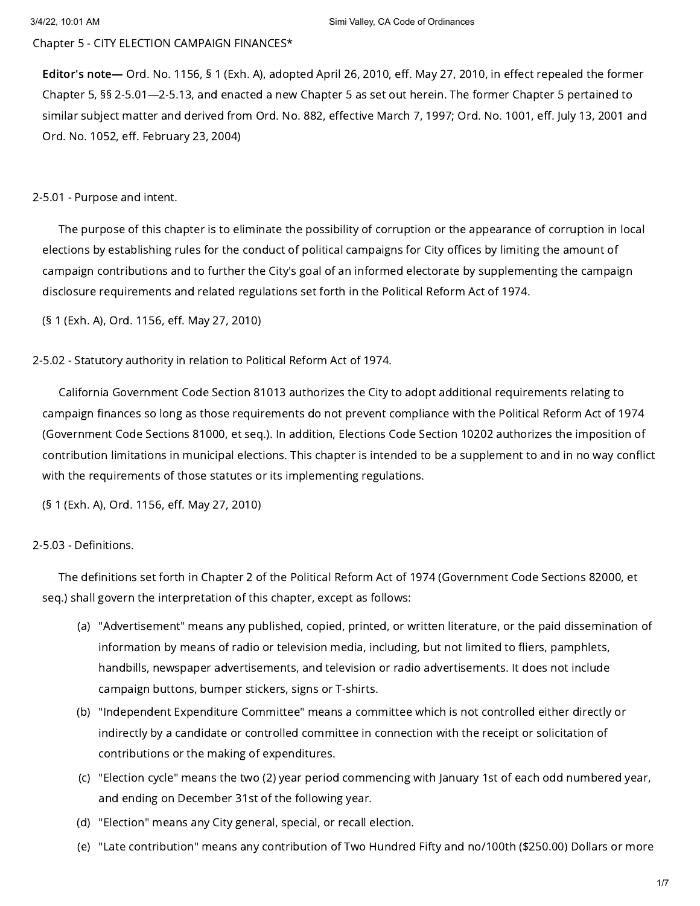# Chapter 5 - CITY ELECTION CAMPAIGN FINANCES*

**Editor's note—** Ord. No. 1156, § 1 (Exh. A), adopted April 26, 2010, eff. May 27, 2010, in effect repealed the former Chapter 5, §§ 2-5.01—2-5.13, and enacted a new Chapter 5 as set out herein. The former Chapter 5 pertained to similar subject matter and derived from Ord. No. 882, effective March 7, 1997; Ord. No. 1001, eff. July 13, 2001 and Ord. No. 1052, eff. February 23, 2004)

## 2-5.01 - Purpose and intent.

The purpose of this chapter is to eliminate the possibility of corruption or the appearance of corruption in local elections by establishing rules for the conduct of political campaigns for City offices by limiting the amount of campaign contributions and to further the City's goal of an informed electorate by supplementing the campaign disclosure requirements and related regulations set forth in the Political Reform Act of 1974.

(§ 1 (Exh. A), Ord. 1156, eff. May 27, 2010)

## 2-5.02 - Statutory authority in relation to Political Reform Act of 1974.

California Government Code Section 81013 authorizes the City to adopt additional requirements relating to campaign finances so long as those requirements do not prevent compliance with the Political Reform Act of 1974 (Government Code Sections 81000, et seq.). In addition, Elections Code Section 10202 authorizes the imposition of contribution limitations in municipal elections. This chapter is intended to be a supplement to and in no way conflict with the requirements of those statutes or its implementing regulations.

(§ 1 (Exh. A), Ord. 1156, eff. May 27, 2010)

## 2-5.03 - Definitions.

The definitions set forth in Chapter 2 of the Political Reform Act of 1974 (Government Code Sections 82000, et seq.) shall govern the interpretation of this chapter, except as follows:

(a) "Advertisement" means any published, copied, printed, or written literature, or the paid dissemination of information by means of radio or television media, including, but not limited to fliers, pamphlets, handbills, newspaper advertisements, and television or radio advertisements. It does not include campaign buttons, bumper stickers, signs or T-shirts.

(b) "Independent Expenditure Committee" means a committee which is not controlled either directly or indirectly by a candidate or controlled committee in connection with the receipt or solicitation of contributions or the making of expenditures.

(c) "Election cycle" means the two (2) year period commencing with January 1st of each odd numbered year, and ending on December 31st of the following year.

(d) "Election" means any City general, special, or recall election.

(e) "Late contribution" means any contribution of Two Hundred Fifty and no/100th ($250.00) Dollars or more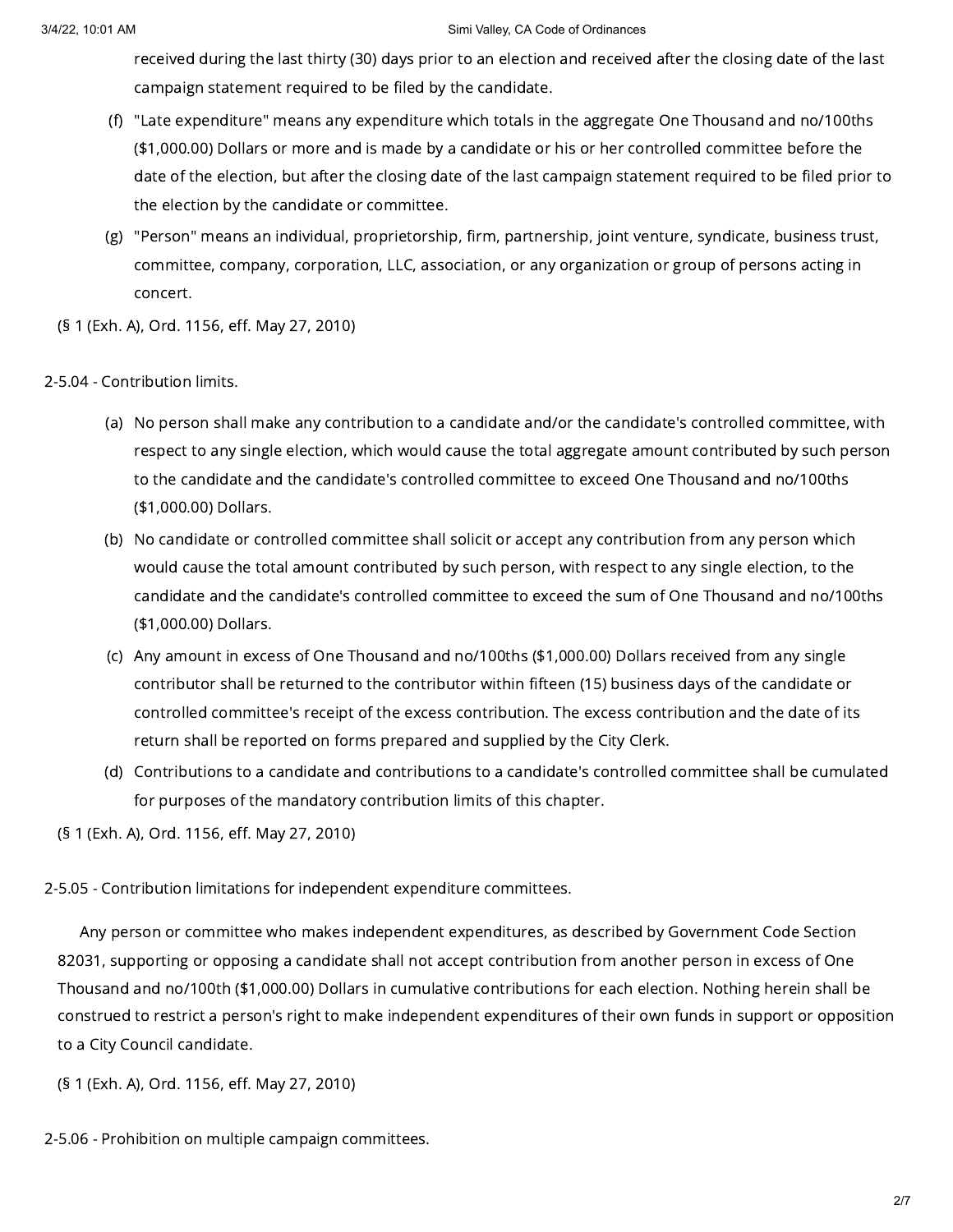received during the last thirty (30) days prior to an election and received after the closing date of the last campaign statement required to be filed by the candidate.

(f) "Late expenditure" means any expenditure which totals in the aggregate One Thousand and no/100ths ($1,000.00) Dollars or more and is made by a candidate or his or her controlled committee before the date of the election, but after the closing date of the last campaign statement required to be filed prior to the election by the candidate or committee.

(g) "Person" means an individual, proprietorship, firm, partnership, joint venture, syndicate, business trust, committee, company, corporation, LLC, association, or any organization or group of persons acting in concert.

(§ 1 (Exh. A), Ord. 1156, eff. May 27, 2010)

2-5.04 - Contribution limits.

(a) No person shall make any contribution to a candidate and/or the candidate's controlled committee, with respect to any single election, which would cause the total aggregate amount contributed by such person to the candidate and the candidate's controlled committee to exceed One Thousand and no/100ths ($1,000.00) Dollars.

(b) No candidate or controlled committee shall solicit or accept any contribution from any person which would cause the total amount contributed by such person, with respect to any single election, to the candidate and the candidate's controlled committee to exceed the sum of One Thousand and no/100ths ($1,000.00) Dollars.

(c) Any amount in excess of One Thousand and no/100ths ($1,000.00) Dollars received from any single contributor shall be returned to the contributor within fifteen (15) business days of the candidate or controlled committee's receipt of the excess contribution. The excess contribution and the date of its return shall be reported on forms prepared and supplied by the City Clerk.

(d) Contributions to a candidate and contributions to a candidate's controlled committee shall be cumulated for purposes of the mandatory contribution limits of this chapter.

(§ 1 (Exh. A), Ord. 1156, eff. May 27, 2010)

2-5.05 - Contribution limitations for independent expenditure committees.

Any person or committee who makes independent expenditures, as described by Government Code Section 82031, supporting or opposing a candidate shall not accept contribution from another person in excess of One Thousand and no/100th ($1,000.00) Dollars in cumulative contributions for each election. Nothing herein shall be construed to restrict a person's right to make independent expenditures of their own funds in support or opposition to a City Council candidate.

(§ 1 (Exh. A), Ord. 1156, eff. May 27, 2010)

2-5.06 - Prohibition on multiple campaign committees.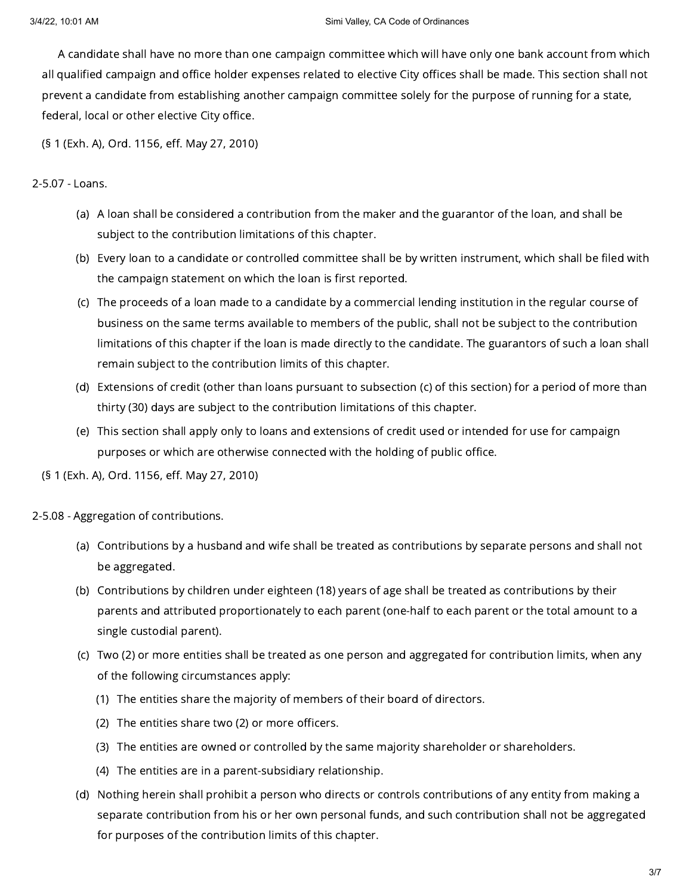A candidate shall have no more than one campaign committee which will have only one bank account from which all qualified campaign and office holder expenses related to elective City offices shall be made. This section shall not prevent a candidate from establishing another campaign committee solely for the purpose of running for a state, federal, local or other elective City office.

(§ 1 (Exh. A), Ord. 1156, eff. May 27, 2010)

## 2-5.07 - Loans.

(a) A loan shall be considered a contribution from the maker and the guarantor of the loan, and shall be subject to the contribution limitations of this chapter.

(b) Every loan to a candidate or controlled committee shall be by written instrument, which shall be filed with the campaign statement on which the loan is first reported.

(c) The proceeds of a loan made to a candidate by a commercial lending institution in the regular course of business on the same terms available to members of the public, shall not be subject to the contribution limitations of this chapter if the loan is made directly to the candidate. The guarantors of such a loan shall remain subject to the contribution limits of this chapter.

(d) Extensions of credit (other than loans pursuant to subsection (c) of this section) for a period of more than thirty (30) days are subject to the contribution limitations of this chapter.

(e) This section shall apply only to loans and extensions of credit used or intended for use for campaign purposes or which are otherwise connected with the holding of public office.

(§ 1 (Exh. A), Ord. 1156, eff. May 27, 2010)

## 2-5.08 - Aggregation of contributions.

(a) Contributions by a husband and wife shall be treated as contributions by separate persons and shall not be aggregated.

(b) Contributions by children under eighteen (18) years of age shall be treated as contributions by their parents and attributed proportionately to each parent (one-half to each parent or the total amount to a single custodial parent).

(c) Two (2) or more entities shall be treated as one person and aggregated for contribution limits, when any of the following circumstances apply:

  (1) The entities share the majority of members of their board of directors.

  (2) The entities share two (2) or more officers.

  (3) The entities are owned or controlled by the same majority shareholder or shareholders.

  (4) The entities are in a parent-subsidiary relationship.

(d) Nothing herein shall prohibit a person who directs or controls contributions of any entity from making a separate contribution from his or her own personal funds, and such contribution shall not be aggregated for purposes of the contribution limits of this chapter.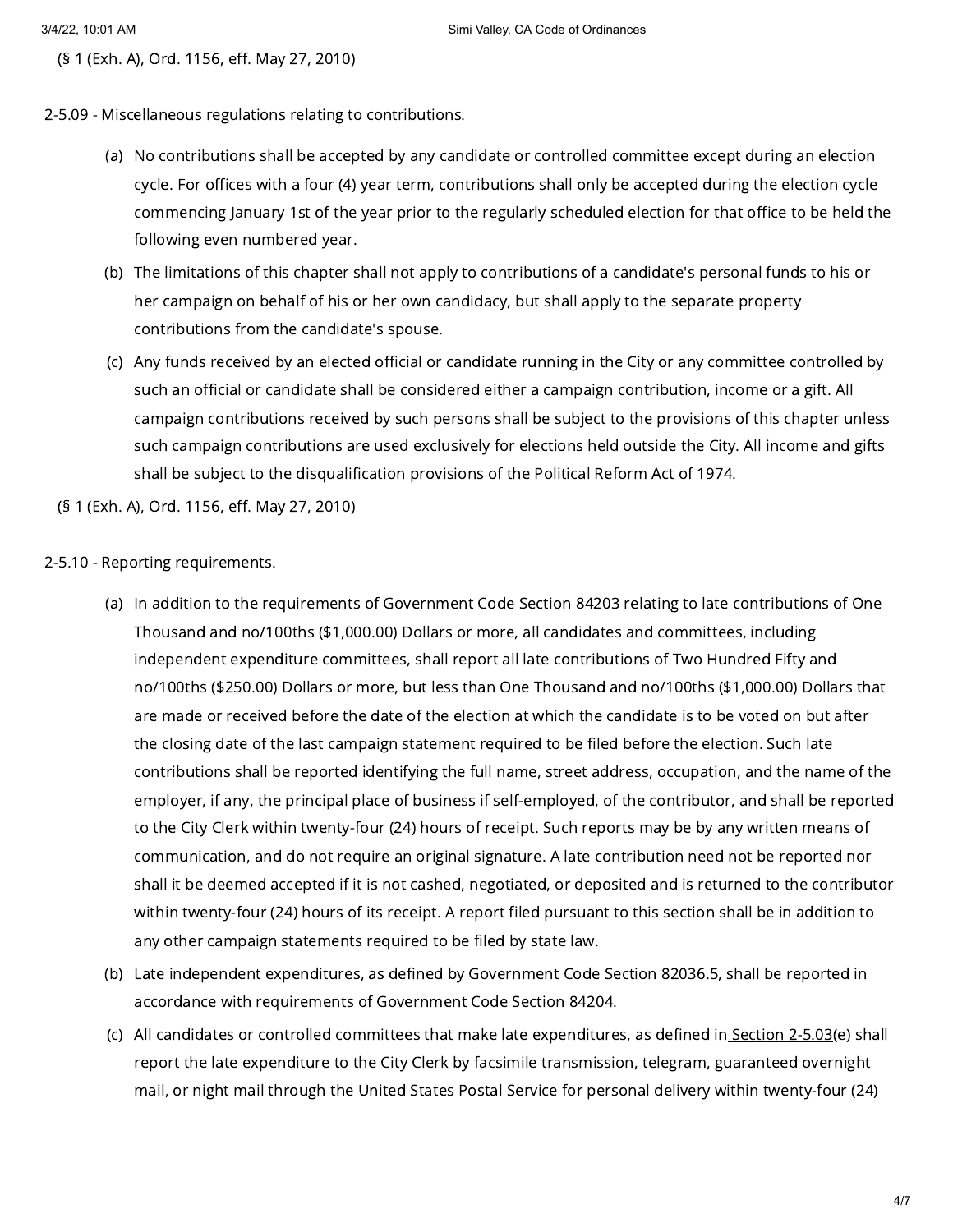(§ 1 (Exh. A), Ord. 1156, eff. May 27, 2010)

2-5.09 - Miscellaneous regulations relating to contributions.

(a) No contributions shall be accepted by any candidate or controlled committee except during an election cycle. For offices with a four (4) year term, contributions shall only be accepted during the election cycle commencing January 1st of the year prior to the regularly scheduled election for that office to be held the following even numbered year.

(b) The limitations of this chapter shall not apply to contributions of a candidate's personal funds to his or her campaign on behalf of his or her own candidacy, but shall apply to the separate property contributions from the candidate's spouse.

(c) Any funds received by an elected official or candidate running in the City or any committee controlled by such an official or candidate shall be considered either a campaign contribution, income or a gift. All campaign contributions received by such persons shall be subject to the provisions of this chapter unless such campaign contributions are used exclusively for elections held outside the City. All income and gifts shall be subject to the disqualification provisions of the Political Reform Act of 1974.

(§ 1 (Exh. A), Ord. 1156, eff. May 27, 2010)

2-5.10 - Reporting requirements.

(a) In addition to the requirements of Government Code Section 84203 relating to late contributions of One Thousand and no/100ths ($1,000.00) Dollars or more, all candidates and committees, including independent expenditure committees, shall report all late contributions of Two Hundred Fifty and no/100ths ($250.00) Dollars or more, but less than One Thousand and no/100ths ($1,000.00) Dollars that are made or received before the date of the election at which the candidate is to be voted on but after the closing date of the last campaign statement required to be filed before the election. Such late contributions shall be reported identifying the full name, street address, occupation, and the name of the employer, if any, the principal place of business if self-employed, of the contributor, and shall be reported to the City Clerk within twenty-four (24) hours of receipt. Such reports may be by any written means of communication, and do not require an original signature. A late contribution need not be reported nor shall it be deemed accepted if it is not cashed, negotiated, or deposited and is returned to the contributor within twenty-four (24) hours of its receipt. A report filed pursuant to this section shall be in addition to any other campaign statements required to be filed by state law.

(b) Late independent expenditures, as defined by Government Code Section 82036.5, shall be reported in accordance with requirements of Government Code Section 84204.

(c) All candidates or controlled committees that make late expenditures, as defined in Section 2-5.03(e) shall report the late expenditure to the City Clerk by facsimile transmission, telegram, guaranteed overnight mail, or night mail through the United States Postal Service for personal delivery within twenty-four (24)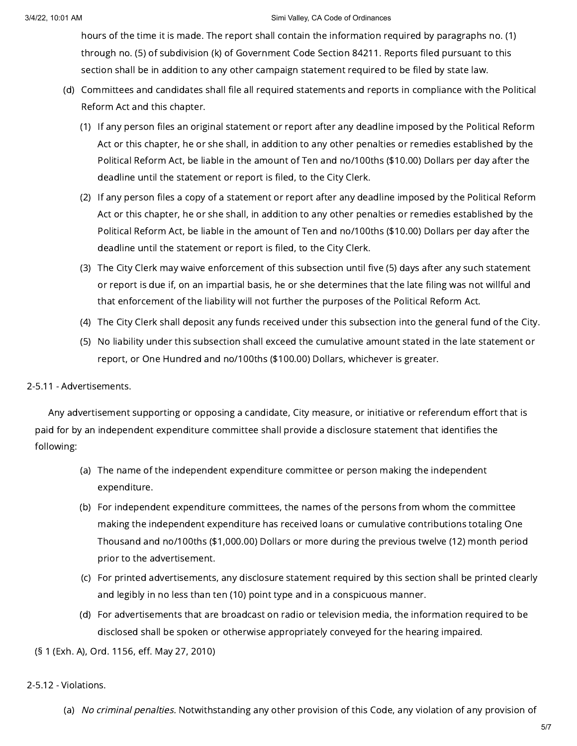hours of the time it is made. The report shall contain the information required by paragraphs no. (1) through no. (5) of subdivision (k) of Government Code Section 84211. Reports filed pursuant to this section shall be in addition to any other campaign statement required to be filed by state law.

(d) Committees and candidates shall file all required statements and reports in compliance with the Political Reform Act and this chapter.

(1) If any person files an original statement or report after any deadline imposed by the Political Reform Act or this chapter, he or she shall, in addition to any other penalties or remedies established by the Political Reform Act, be liable in the amount of Ten and no/100ths ($10.00) Dollars per day after the deadline until the statement or report is filed, to the City Clerk.

(2) If any person files a copy of a statement or report after any deadline imposed by the Political Reform Act or this chapter, he or she shall, in addition to any other penalties or remedies established by the Political Reform Act, be liable in the amount of Ten and no/100ths ($10.00) Dollars per day after the deadline until the statement or report is filed, to the City Clerk.

(3) The City Clerk may waive enforcement of this subsection until five (5) days after any such statement or report is due if, on an impartial basis, he or she determines that the late filing was not willful and that enforcement of the liability will not further the purposes of the Political Reform Act.

(4) The City Clerk shall deposit any funds received under this subsection into the general fund of the City.

(5) No liability under this subsection shall exceed the cumulative amount stated in the late statement or report, or One Hundred and no/100ths ($100.00) Dollars, whichever is greater.

## 2-5.11 - Advertisements.

Any advertisement supporting or opposing a candidate, City measure, or initiative or referendum effort that is paid for by an independent expenditure committee shall provide a disclosure statement that identifies the following:

(a) The name of the independent expenditure committee or person making the independent expenditure.

(b) For independent expenditure committees, the names of the persons from whom the committee making the independent expenditure has received loans or cumulative contributions totaling One Thousand and no/100ths ($1,000.00) Dollars or more during the previous twelve (12) month period prior to the advertisement.

(c) For printed advertisements, any disclosure statement required by this section shall be printed clearly and legibly in no less than ten (10) point type and in a conspicuous manner.

(d) For advertisements that are broadcast on radio or television media, the information required to be disclosed shall be spoken or otherwise appropriately conveyed for the hearing impaired.

(§ 1 (Exh. A), Ord. 1156, eff. May 27, 2010)

## 2-5.12 - Violations.

(a) *No criminal penalties.* Notwithstanding any other provision of this Code, any violation of any provision of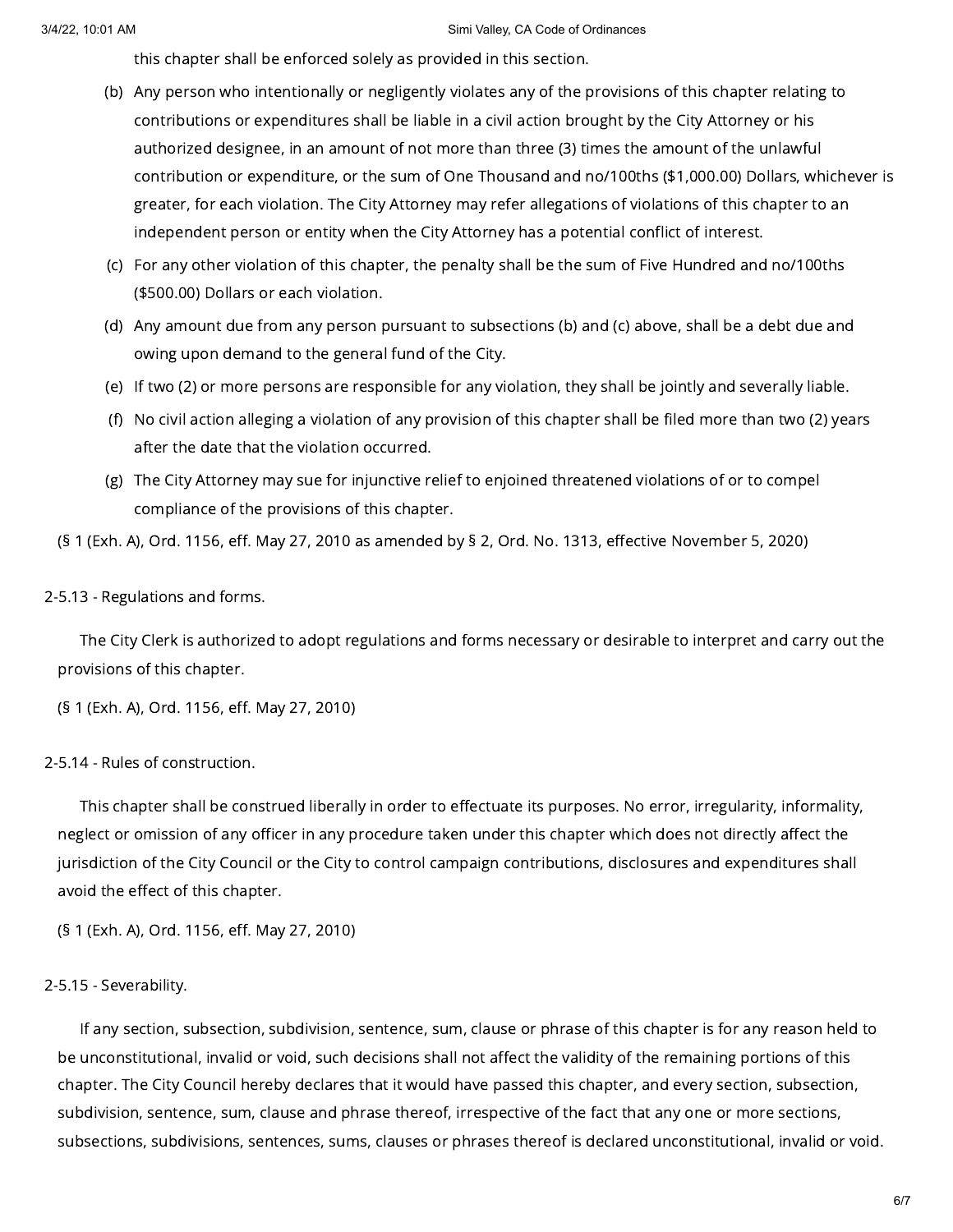this chapter shall be enforced solely as provided in this section.

(b) Any person who intentionally or negligently violates any of the provisions of this chapter relating to contributions or expenditures shall be liable in a civil action brought by the City Attorney or his authorized designee, in an amount of not more than three (3) times the amount of the unlawful contribution or expenditure, or the sum of One Thousand and no/100ths ($1,000.00) Dollars, whichever is greater, for each violation. The City Attorney may refer allegations of violations of this chapter to an independent person or entity when the City Attorney has a potential conflict of interest.

(c) For any other violation of this chapter, the penalty shall be the sum of Five Hundred and no/100ths ($500.00) Dollars or each violation.

(d) Any amount due from any person pursuant to subsections (b) and (c) above, shall be a debt due and owing upon demand to the general fund of the City.

(e) If two (2) or more persons are responsible for any violation, they shall be jointly and severally liable.

(f) No civil action alleging a violation of any provision of this chapter shall be filed more than two (2) years after the date that the violation occurred.

(g) The City Attorney may sue for injunctive relief to enjoined threatened violations of or to compel compliance of the provisions of this chapter.

(§ 1 (Exh. A), Ord. 1156, eff. May 27, 2010 as amended by § 2, Ord. No. 1313, effective November 5, 2020)

### 2-5.13 - Regulations and forms.

The City Clerk is authorized to adopt regulations and forms necessary or desirable to interpret and carry out the provisions of this chapter.

(§ 1 (Exh. A), Ord. 1156, eff. May 27, 2010)

### 2-5.14 - Rules of construction.

This chapter shall be construed liberally in order to effectuate its purposes. No error, irregularity, informality, neglect or omission of any officer in any procedure taken under this chapter which does not directly affect the jurisdiction of the City Council or the City to control campaign contributions, disclosures and expenditures shall avoid the effect of this chapter.

(§ 1 (Exh. A), Ord. 1156, eff. May 27, 2010)

### 2-5.15 - Severability.

If any section, subsection, subdivision, sentence, sum, clause or phrase of this chapter is for any reason held to be unconstitutional, invalid or void, such decisions shall not affect the validity of the remaining portions of this chapter. The City Council hereby declares that it would have passed this chapter, and every section, subsection, subdivision, sentence, sum, clause and phrase thereof, irrespective of the fact that any one or more sections, subsections, subdivisions, sentences, sums, clauses or phrases thereof is declared unconstitutional, invalid or void.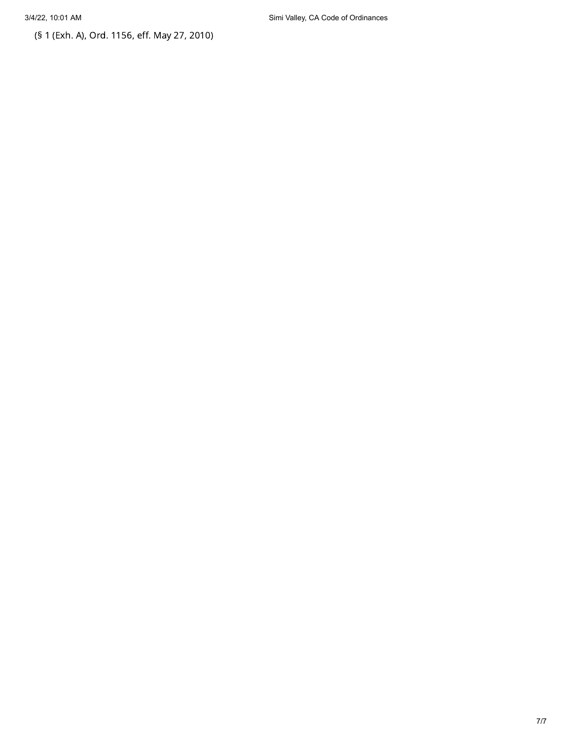(§ 1 (Exh. A), Ord. 1156, eff. May 27, 2010)